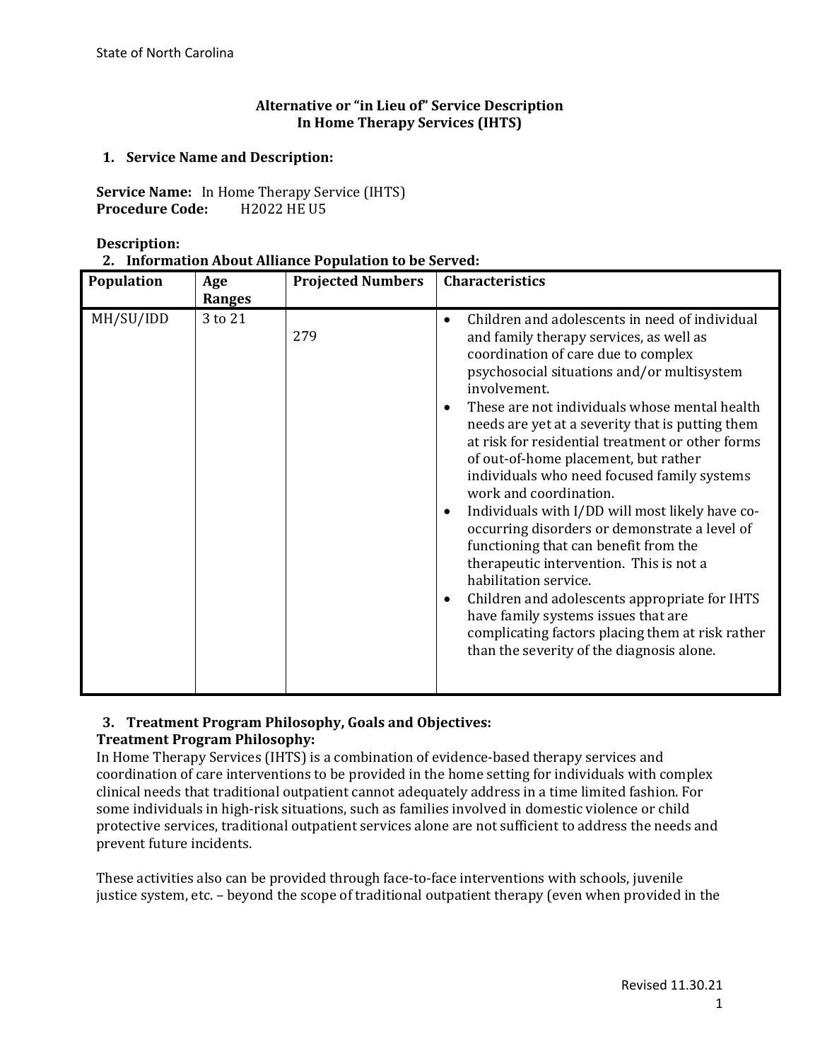State of North Carolina

# Alternative or "in Lieu of" Service Description
# In Home Therapy Services (IHTS)

## 1. Service Name and Description:

**Service Name:** In Home Therapy Service (IHTS)
**Procedure Code:** H2022 HE U5

**Description:**

## 2. Information About Alliance Population to be Served:

| Population | Age Ranges | Projected Numbers | Characteristics |
|---|---|---|---|
| MH/SU/IDD | 3 to 21 | 279 | • Children and adolescents in need of individual and family therapy services, as well as coordination of care due to complex psychosocial situations and/or multisystem involvement.<br>• These are not individuals whose mental health needs are yet at a severity that is putting them at risk for residential treatment or other forms of out-of-home placement, but rather individuals who need focused family systems work and coordination.<br>• Individuals with I/DD will most likely have co-occurring disorders or demonstrate a level of functioning that can benefit from the therapeutic intervention. This is not a habilitation service.<br>• Children and adolescents appropriate for IHTS have family systems issues that are complicating factors placing them at risk rather than the severity of the diagnosis alone. |

## 3. Treatment Program Philosophy, Goals and Objectives:

**Treatment Program Philosophy:**

In Home Therapy Services (IHTS) is a combination of evidence-based therapy services and coordination of care interventions to be provided in the home setting for individuals with complex clinical needs that traditional outpatient cannot adequately address in a time limited fashion. For some individuals in high-risk situations, such as families involved in domestic violence or child protective services, traditional outpatient services alone are not sufficient to address the needs and prevent future incidents.

These activities also can be provided through face-to-face interventions with schools, juvenile justice system, etc. – beyond the scope of traditional outpatient therapy (even when provided in the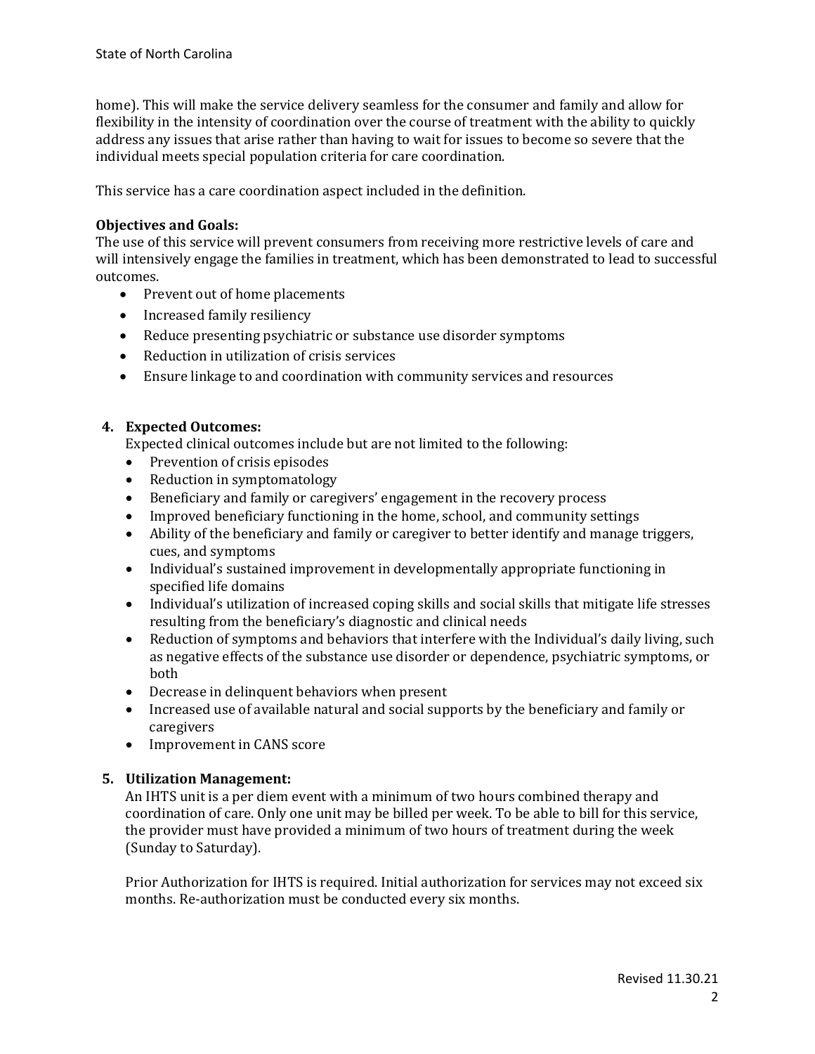home). This will make the service delivery seamless for the consumer and family and allow for flexibility in the intensity of coordination over the course of treatment with the ability to quickly address any issues that arise rather than having to wait for issues to become so severe that the individual meets special population criteria for care coordination.

This service has a care coordination aspect included in the definition.

**Objectives and Goals:**
The use of this service will prevent consumers from receiving more restrictive levels of care and will intensively engage the families in treatment, which has been demonstrated to lead to successful outcomes.

- Prevent out of home placements
- Increased family resiliency
- Reduce presenting psychiatric or substance use disorder symptoms
- Reduction in utilization of crisis services
- Ensure linkage to and coordination with community services and resources

4. **Expected Outcomes:**

   Expected clinical outcomes include but are not limited to the following:
   - Prevention of crisis episodes
   - Reduction in symptomatology
   - Beneficiary and family or caregivers' engagement in the recovery process
   - Improved beneficiary functioning in the home, school, and community settings
   - Ability of the beneficiary and family or caregiver to better identify and manage triggers, cues, and symptoms
   - Individual's sustained improvement in developmentally appropriate functioning in specified life domains
   - Individual's utilization of increased coping skills and social skills that mitigate life stresses resulting from the beneficiary's diagnostic and clinical needs
   - Reduction of symptoms and behaviors that interfere with the Individual's daily living, such as negative effects of the substance use disorder or dependence, psychiatric symptoms, or both
   - Decrease in delinquent behaviors when present
   - Increased use of available natural and social supports by the beneficiary and family or caregivers
   - Improvement in CANS score

5. **Utilization Management:**

   An IHTS unit is a per diem event with a minimum of two hours combined therapy and coordination of care. Only one unit may be billed per week. To be able to bill for this service, the provider must have provided a minimum of two hours of treatment during the week (Sunday to Saturday).

   Prior Authorization for IHTS is required. Initial authorization for services may not exceed six months. Re-authorization must be conducted every six months.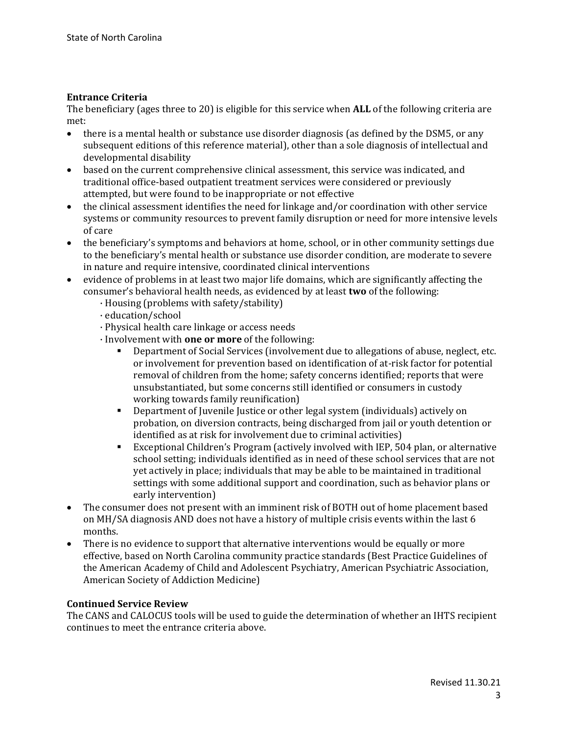### Entrance Criteria

The beneficiary (ages three to 20) is eligible for this service when **ALL** of the following criteria are met:

- there is a mental health or substance use disorder diagnosis (as defined by the DSM5, or any subsequent editions of this reference material), other than a sole diagnosis of intellectual and developmental disability
- based on the current comprehensive clinical assessment, this service was indicated, and traditional office-based outpatient treatment services were considered or previously attempted, but were found to be inappropriate or not effective
- the clinical assessment identifies the need for linkage and/or coordination with other service systems or community resources to prevent family disruption or need for more intensive levels of care
- the beneficiary's symptoms and behaviors at home, school, or in other community settings due to the beneficiary's mental health or substance use disorder condition, are moderate to severe in nature and require intensive, coordinated clinical interventions
- evidence of problems in at least two major life domains, which are significantly affecting the consumer's behavioral health needs, as evidenced by at least **two** of the following:
  - · Housing (problems with safety/stability)
  - · education/school
  - · Physical health care linkage or access needs
  - · Involvement with **one or more** of the following:
    - Department of Social Services (involvement due to allegations of abuse, neglect, etc. or involvement for prevention based on identification of at-risk factor for potential removal of children from the home; safety concerns identified; reports that were unsubstantiated, but some concerns still identified or consumers in custody working towards family reunification)
    - Department of Juvenile Justice or other legal system (individuals) actively on probation, on diversion contracts, being discharged from jail or youth detention or identified as at risk for involvement due to criminal activities)
    - Exceptional Children's Program (actively involved with IEP, 504 plan, or alternative school setting; individuals identified as in need of these school services that are not yet actively in place; individuals that may be able to be maintained in traditional settings with some additional support and coordination, such as behavior plans or early intervention)
- The consumer does not present with an imminent risk of BOTH out of home placement based on MH/SA diagnosis AND does not have a history of multiple crisis events within the last 6 months.
- There is no evidence to support that alternative interventions would be equally or more effective, based on North Carolina community practice standards (Best Practice Guidelines of the American Academy of Child and Adolescent Psychiatry, American Psychiatric Association, American Society of Addiction Medicine)

### Continued Service Review

The CANS and CALOCUS tools will be used to guide the determination of whether an IHTS recipient continues to meet the entrance criteria above.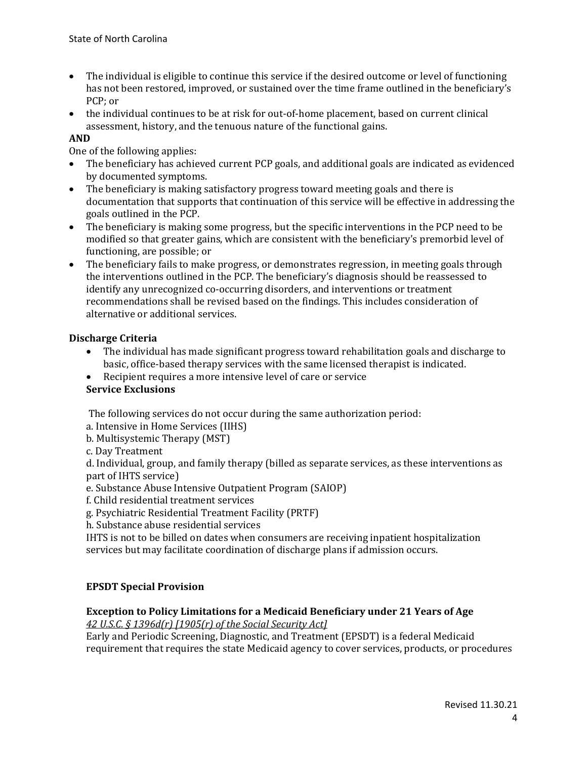- The individual is eligible to continue this service if the desired outcome or level of functioning has not been restored, improved, or sustained over the time frame outlined in the beneficiary's PCP; or
- the individual continues to be at risk for out-of-home placement, based on current clinical assessment, history, and the tenuous nature of the functional gains.

**AND**

One of the following applies:

- The beneficiary has achieved current PCP goals, and additional goals are indicated as evidenced by documented symptoms.
- The beneficiary is making satisfactory progress toward meeting goals and there is documentation that supports that continuation of this service will be effective in addressing the goals outlined in the PCP.
- The beneficiary is making some progress, but the specific interventions in the PCP need to be modified so that greater gains, which are consistent with the beneficiary's premorbid level of functioning, are possible; or
- The beneficiary fails to make progress, or demonstrates regression, in meeting goals through the interventions outlined in the PCP. The beneficiary's diagnosis should be reassessed to identify any unrecognized co-occurring disorders, and interventions or treatment recommendations shall be revised based on the findings. This includes consideration of alternative or additional services.

### Discharge Criteria

- The individual has made significant progress toward rehabilitation goals and discharge to basic, office-based therapy services with the same licensed therapist is indicated.
- Recipient requires a more intensive level of care or service

### Service Exclusions

The following services do not occur during the same authorization period:

a. Intensive in Home Services (IIHS)
b. Multisystemic Therapy (MST)
c. Day Treatment
d. Individual, group, and family therapy (billed as separate services, as these interventions as part of IHTS service)
e. Substance Abuse Intensive Outpatient Program (SAIOP)
f. Child residential treatment services
g. Psychiatric Residential Treatment Facility (PRTF)
h. Substance abuse residential services

IHTS is not to be billed on dates when consumers are receiving inpatient hospitalization services but may facilitate coordination of discharge plans if admission occurs.

### EPSDT Special Provision

#### Exception to Policy Limitations for a Medicaid Beneficiary under 21 Years of Age

*42 U.S.C. § 1396d(r) [1905(r) of the Social Security Act]*

Early and Periodic Screening, Diagnostic, and Treatment (EPSDT) is a federal Medicaid requirement that requires the state Medicaid agency to cover services, products, or procedures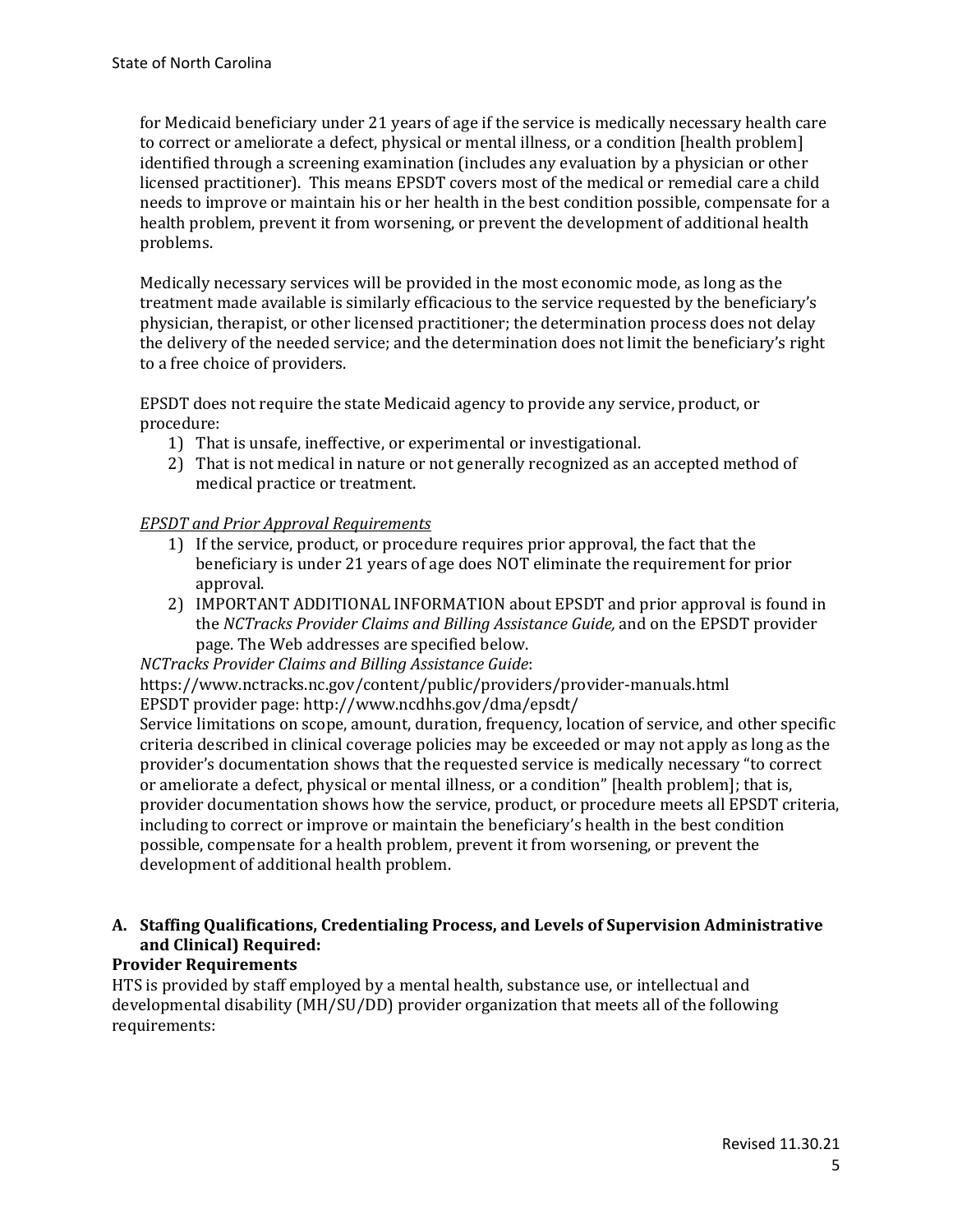for Medicaid beneficiary under 21 years of age if the service is medically necessary health care to correct or ameliorate a defect, physical or mental illness, or a condition [health problem] identified through a screening examination (includes any evaluation by a physician or other licensed practitioner). This means EPSDT covers most of the medical or remedial care a child needs to improve or maintain his or her health in the best condition possible, compensate for a health problem, prevent it from worsening, or prevent the development of additional health problems.

Medically necessary services will be provided in the most economic mode, as long as the treatment made available is similarly efficacious to the service requested by the beneficiary's physician, therapist, or other licensed practitioner; the determination process does not delay the delivery of the needed service; and the determination does not limit the beneficiary's right to a free choice of providers.

EPSDT does not require the state Medicaid agency to provide any service, product, or procedure:

1) That is unsafe, ineffective, or experimental or investigational.
2) That is not medical in nature or not generally recognized as an accepted method of medical practice or treatment.

*EPSDT and Prior Approval Requirements*

1) If the service, product, or procedure requires prior approval, the fact that the beneficiary is under 21 years of age does NOT eliminate the requirement for prior approval.
2) IMPORTANT ADDITIONAL INFORMATION about EPSDT and prior approval is found in the *NCTracks Provider Claims and Billing Assistance Guide,* and on the EPSDT provider page. The Web addresses are specified below.

*NCTracks Provider Claims and Billing Assistance Guide*:
https://www.nctracks.nc.gov/content/public/providers/provider-manuals.html
EPSDT provider page: http://www.ncdhhs.gov/dma/epsdt/

Service limitations on scope, amount, duration, frequency, location of service, and other specific criteria described in clinical coverage policies may be exceeded or may not apply as long as the provider's documentation shows that the requested service is medically necessary "to correct or ameliorate a defect, physical or mental illness, or a condition" [health problem]; that is, provider documentation shows how the service, product, or procedure meets all EPSDT criteria, including to correct or improve or maintain the beneficiary's health in the best condition possible, compensate for a health problem, prevent it from worsening, or prevent the development of additional health problem.

**A. Staffing Qualifications, Credentialing Process, and Levels of Supervision Administrative and Clinical) Required:**

**Provider Requirements**

HTS is provided by staff employed by a mental health, substance use, or intellectual and developmental disability (MH/SU/DD) provider organization that meets all of the following requirements: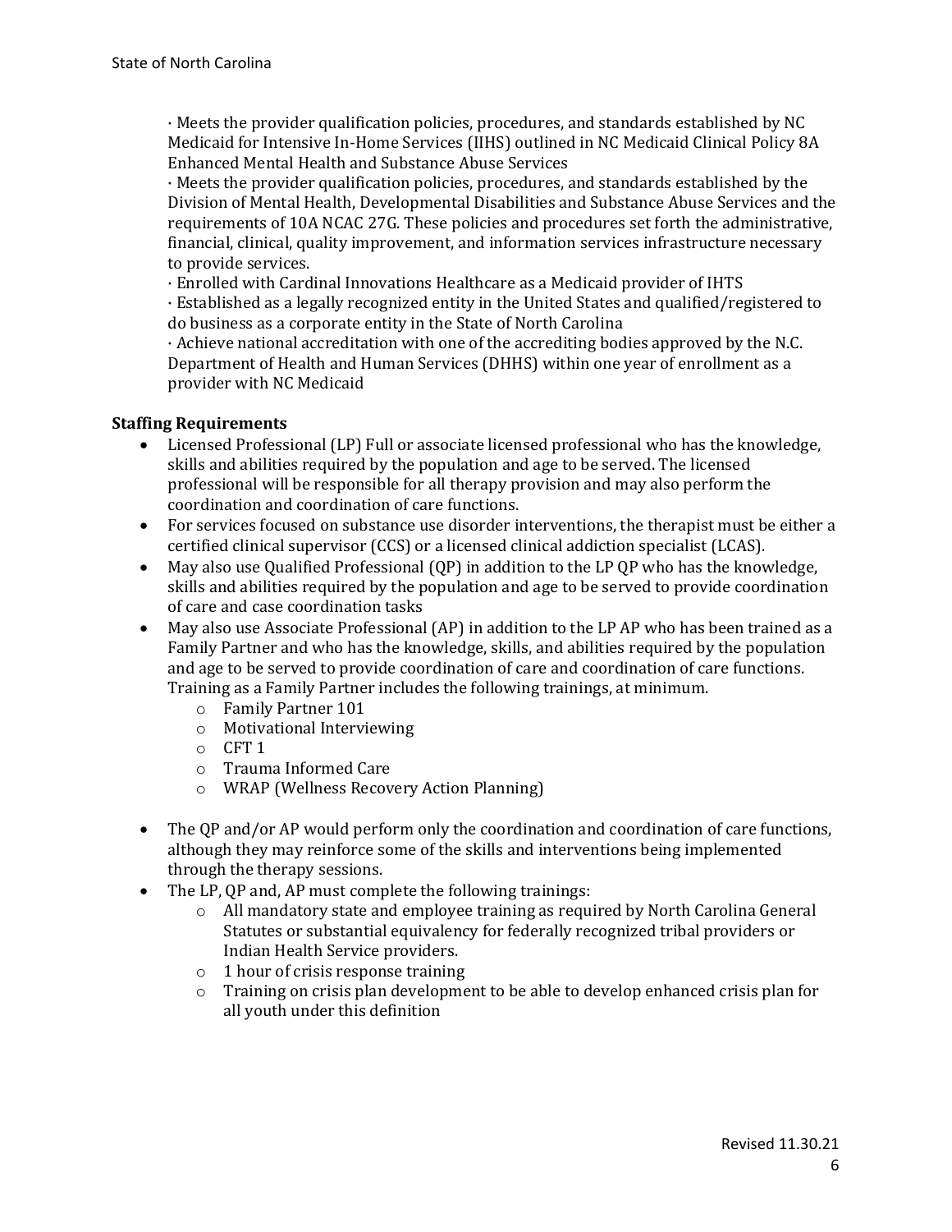· Meets the provider qualification policies, procedures, and standards established by NC Medicaid for Intensive In-Home Services (IIHS) outlined in NC Medicaid Clinical Policy 8A Enhanced Mental Health and Substance Abuse Services
· Meets the provider qualification policies, procedures, and standards established by the Division of Mental Health, Developmental Disabilities and Substance Abuse Services and the requirements of 10A NCAC 27G. These policies and procedures set forth the administrative, financial, clinical, quality improvement, and information services infrastructure necessary to provide services.
· Enrolled with Cardinal Innovations Healthcare as a Medicaid provider of IHTS
· Established as a legally recognized entity in the United States and qualified/registered to do business as a corporate entity in the State of North Carolina
· Achieve national accreditation with one of the accrediting bodies approved by the N.C. Department of Health and Human Services (DHHS) within one year of enrollment as a provider with NC Medicaid

**Staffing Requirements**

- Licensed Professional (LP) Full or associate licensed professional who has the knowledge, skills and abilities required by the population and age to be served. The licensed professional will be responsible for all therapy provision and may also perform the coordination and coordination of care functions.
- For services focused on substance use disorder interventions, the therapist must be either a certified clinical supervisor (CCS) or a licensed clinical addiction specialist (LCAS).
- May also use Qualified Professional (QP) in addition to the LP QP who has the knowledge, skills and abilities required by the population and age to be served to provide coordination of care and case coordination tasks
- May also use Associate Professional (AP) in addition to the LP AP who has been trained as a Family Partner and who has the knowledge, skills, and abilities required by the population and age to be served to provide coordination of care and coordination of care functions. Training as a Family Partner includes the following trainings, at minimum.
  - Family Partner 101
  - Motivational Interviewing
  - CFT 1
  - Trauma Informed Care
  - WRAP (Wellness Recovery Action Planning)
- The QP and/or AP would perform only the coordination and coordination of care functions, although they may reinforce some of the skills and interventions being implemented through the therapy sessions.
- The LP, QP and, AP must complete the following trainings:
  - All mandatory state and employee training as required by North Carolina General Statutes or substantial equivalency for federally recognized tribal providers or Indian Health Service providers.
  - 1 hour of crisis response training
  - Training on crisis plan development to be able to develop enhanced crisis plan for all youth under this definition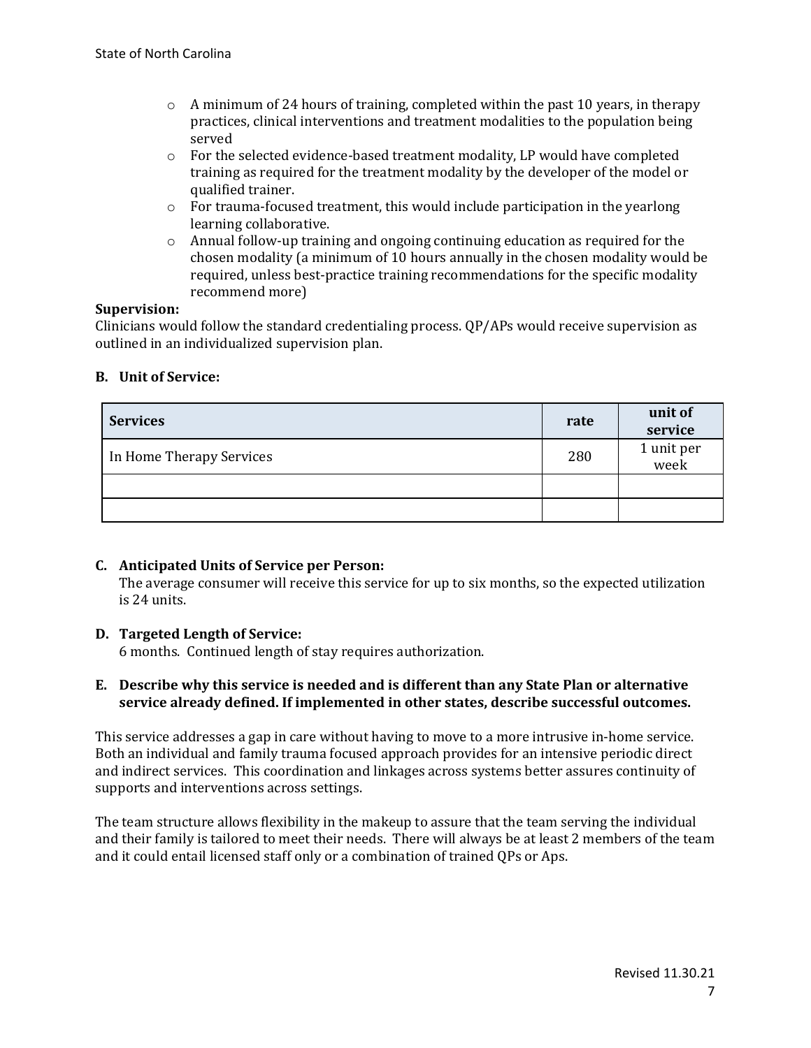- A minimum of 24 hours of training, completed within the past 10 years, in therapy practices, clinical interventions and treatment modalities to the population being served
- For the selected evidence-based treatment modality, LP would have completed training as required for the treatment modality by the developer of the model or qualified trainer.
- For trauma-focused treatment, this would include participation in the yearlong learning collaborative.
- Annual follow-up training and ongoing continuing education as required for the chosen modality (a minimum of 10 hours annually in the chosen modality would be required, unless best-practice training recommendations for the specific modality recommend more)

**Supervision:**
Clinicians would follow the standard credentialing process. QP/APs would receive supervision as outlined in an individualized supervision plan.

### B. Unit of Service:

| Services | rate | unit of service |
|---|---|---|
| In Home Therapy Services | 280 | 1 unit per week |
| | | |
| | | |

### C. Anticipated Units of Service per Person:

The average consumer will receive this service for up to six months, so the expected utilization is 24 units.

### D. Targeted Length of Service:

6 months. Continued length of stay requires authorization.

### E. Describe why this service is needed and is different than any State Plan or alternative service already defined. If implemented in other states, describe successful outcomes.

This service addresses a gap in care without having to move to a more intrusive in-home service. Both an individual and family trauma focused approach provides for an intensive periodic direct and indirect services. This coordination and linkages across systems better assures continuity of supports and interventions across settings.

The team structure allows flexibility in the makeup to assure that the team serving the individual and their family is tailored to meet their needs. There will always be at least 2 members of the team and it could entail licensed staff only or a combination of trained QPs or Aps.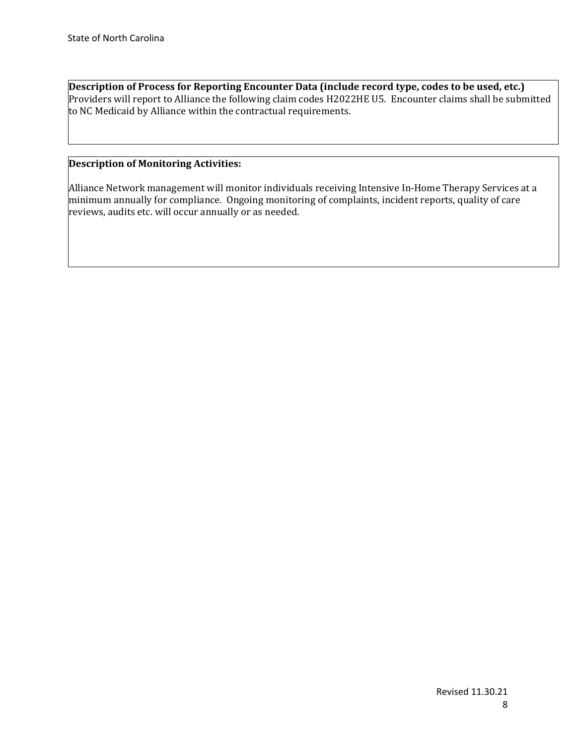**Description of Process for Reporting Encounter Data (include record type, codes to be used, etc.)**
Providers will report to Alliance the following claim codes H2022HE U5. Encounter claims shall be submitted to NC Medicaid by Alliance within the contractual requirements.

**Description of Monitoring Activities:**

Alliance Network management will monitor individuals receiving Intensive In-Home Therapy Services at a minimum annually for compliance. Ongoing monitoring of complaints, incident reports, quality of care reviews, audits etc. will occur annually or as needed.